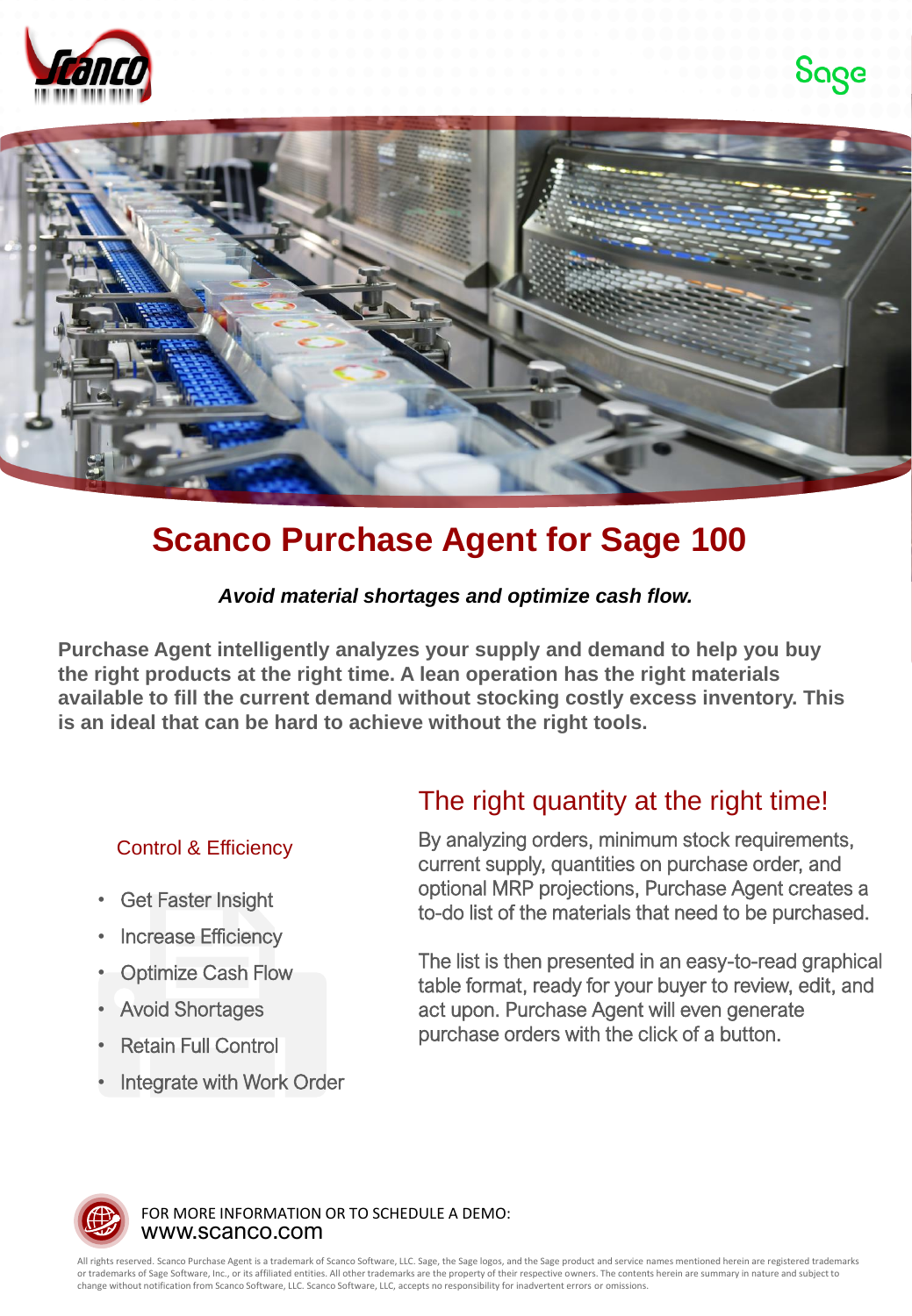# Scanco Purchase Agent for Sage 100

***Avoid material shortages and optimize cash flow.***

**Purchase Agent intelligently analyzes your supply and demand to help you buy the right products at the right time. A lean operation has the right materials available to fill the current demand without stocking costly excess inventory. This is an ideal that can be hard to achieve without the right tools.**

### Control & Efficiency

- Get Faster Insight
- Increase Efficiency
- Optimize Cash Flow
- Avoid Shortages
- Retain Full Control
- Integrate with Work Order

## The right quantity at the right time!

By analyzing orders, minimum stock requirements, current supply, quantities on purchase order, and optional MRP projections, Purchase Agent creates a to-do list of the materials that need to be purchased.

The list is then presented in an easy-to-read graphical table format, ready for your buyer to review, edit, and act upon. Purchase Agent will even generate purchase orders with the click of a button.

FOR MORE INFORMATION OR TO SCHEDULE A DEMO:
www.scanco.com

All rights reserved. Scanco Purchase Agent is a trademark of Scanco Software, LLC. Sage, the Sage logos, and the Sage product and service names mentioned herein are registered trademarks or trademarks of Sage Software, Inc., or its affiliated entities. All other trademarks are the property of their respective owners. The contents herein are summary in nature and subject to change without notification from Scanco Software, LLC. Scanco Software, LLC, accepts no responsibility for inadvertent errors or omissions.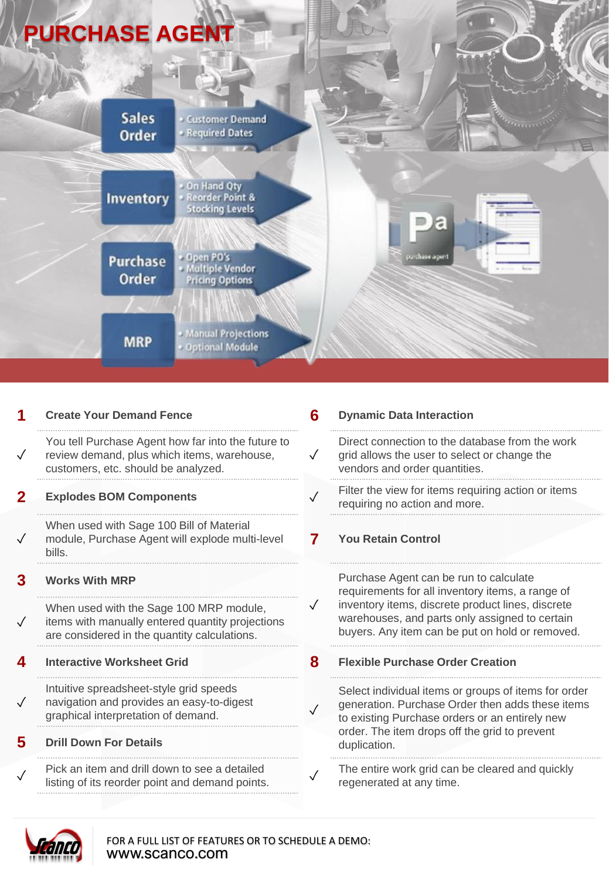# PURCHASE AGENT

Sales Order
- Customer Demand
- Required Dates

Inventory
- On Hand Qty
- Reorder Point & Stocking Levels

Purchase Order
- Open PO's
- Multiple Vendor Pricing Options

MRP
- Manual Projections
- Optional Module

Pa
purchase agent

## 1 Create Your Demand Fence

✓ You tell Purchase Agent how far into the future to review demand, plus which items, warehouse, customers, etc. should be analyzed.

## 2 Explodes BOM Components

✓ When used with Sage 100 Bill of Material module, Purchase Agent will explode multi-level bills.

## 3 Works With MRP

✓ When used with the Sage 100 MRP module, items with manually entered quantity projections are considered in the quantity calculations.

## 4 Interactive Worksheet Grid

✓ Intuitive spreadsheet-style grid speeds navigation and provides an easy-to-digest graphical interpretation of demand.

## 5 Drill Down For Details

✓ Pick an item and drill down to see a detailed listing of its reorder point and demand points.

## 6 Dynamic Data Interaction

✓ Direct connection to the database from the work grid allows the user to select or change the vendors and order quantities.

✓ Filter the view for items requiring action or items requiring no action and more.

## 7 You Retain Control

✓ Purchase Agent can be run to calculate requirements for all inventory items, a range of inventory items, discrete product lines, discrete warehouses, and parts only assigned to certain buyers. Any item can be put on hold or removed.

## 8 Flexible Purchase Order Creation

✓ Select individual items or groups of items for order generation. Purchase Order then adds these items to existing Purchase orders or an entirely new order. The item drops off the grid to prevent duplication.

✓ The entire work grid can be cleared and quickly regenerated at any time.

Scanco

FOR A FULL LIST OF FEATURES OR TO SCHEDULE A DEMO:
www.scanco.com